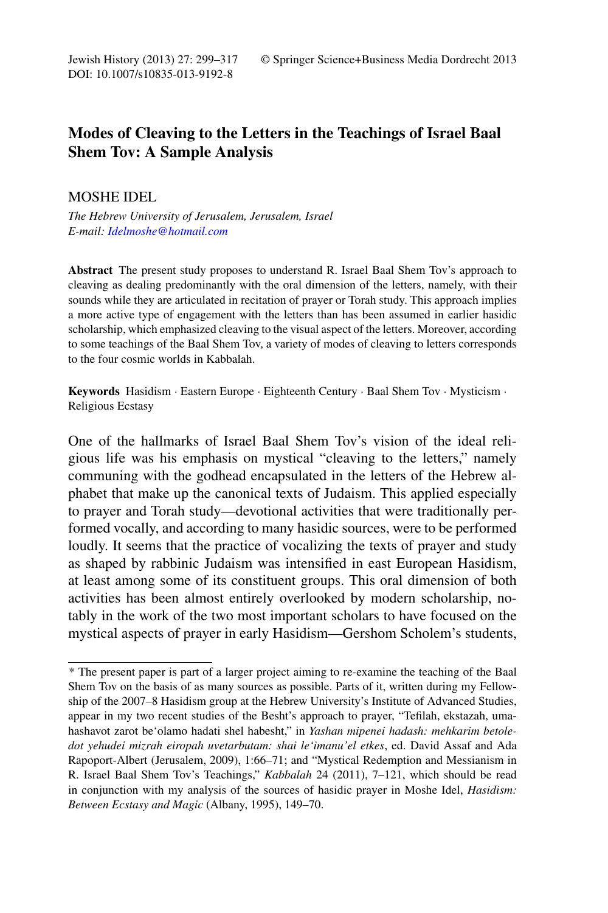Jewish History (2013) 27: 299–317 © Springer Science+Business Media Dordrecht 2013
DOI: 10.1007/s10835-013-9192-8

# Modes of Cleaving to the Letters in the Teachings of Israel Baal Shem Tov: A Sample Analysis

MOSHE IDEL

*The Hebrew University of Jerusalem, Jerusalem, Israel*
*E-mail: Idelmoshe@hotmail.com*

**Abstract** The present study proposes to understand R. Israel Baal Shem Tov's approach to cleaving as dealing predominantly with the oral dimension of the letters, namely, with their sounds while they are articulated in recitation of prayer or Torah study. This approach implies a more active type of engagement with the letters than has been assumed in earlier hasidic scholarship, which emphasized cleaving to the visual aspect of the letters. Moreover, according to some teachings of the Baal Shem Tov, a variety of modes of cleaving to letters corresponds to the four cosmic worlds in Kabbalah.

**Keywords** Hasidism · Eastern Europe · Eighteenth Century · Baal Shem Tov · Mysticism · Religious Ecstasy

One of the hallmarks of Israel Baal Shem Tov's vision of the ideal religious life was his emphasis on mystical "cleaving to the letters," namely communing with the godhead encapsulated in the letters of the Hebrew alphabet that make up the canonical texts of Judaism. This applied especially to prayer and Torah study—devotional activities that were traditionally performed vocally, and according to many hasidic sources, were to be performed loudly. It seems that the practice of vocalizing the texts of prayer and study as shaped by rabbinic Judaism was intensified in east European Hasidism, at least among some of its constituent groups. This oral dimension of both activities has been almost entirely overlooked by modern scholarship, notably in the work of the two most important scholars to have focused on the mystical aspects of prayer in early Hasidism—Gershom Scholem's students,

---

* The present paper is part of a larger project aiming to re-examine the teaching of the Baal Shem Tov on the basis of as many sources as possible. Parts of it, written during my Fellowship of the 2007–8 Hasidism group at the Hebrew University's Institute of Advanced Studies, appear in my two recent studies of the Besht's approach to prayer, "Tefilah, ekstazah, umahashavot zarot be'olamo hadati shel habesht," in *Yashan mipenei hadash: mehkarim betoledot yehudei mizrah eiropah uvetarbutam: shai le'imanu'el etkes*, ed. David Assaf and Ada Rapoport-Albert (Jerusalem, 2009), 1:66–71; and "Mystical Redemption and Messianism in R. Israel Baal Shem Tov's Teachings," *Kabbalah* 24 (2011), 7–121, which should be read in conjunction with my analysis of the sources of hasidic prayer in Moshe Idel, *Hasidism: Between Ecstasy and Magic* (Albany, 1995), 149–70.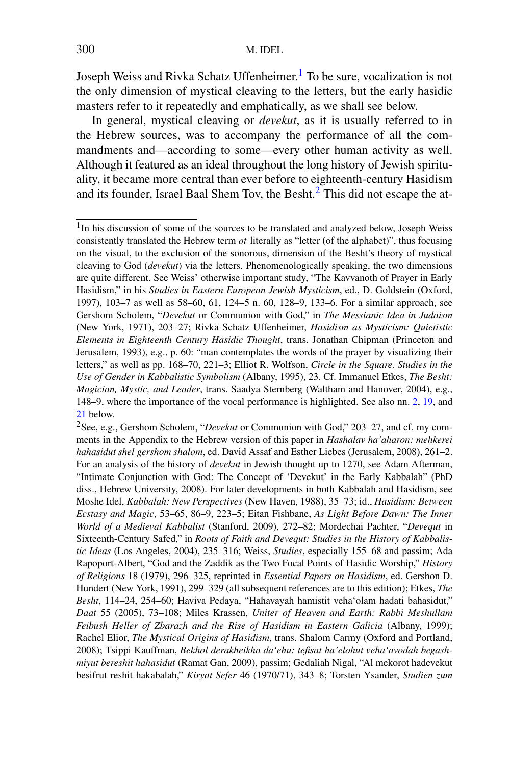Joseph Weiss and Rivka Schatz Uffenheimer.[1] To be sure, vocalization is not the only dimension of mystical cleaving to the letters, but the early hasidic masters refer to it repeatedly and emphatically, as we shall see below.

In general, mystical cleaving or *devekut*, as it is usually referred to in the Hebrew sources, was to accompany the performance of all the commandments and—according to some—every other human activity as well. Although it featured as an ideal throughout the long history of Jewish spirituality, it became more central than ever before to eighteenth-century Hasidism and its founder, Israel Baal Shem Tov, the Besht.[2] This did not escape the at-

---

[1] In his discussion of some of the sources to be translated and analyzed below, Joseph Weiss consistently translated the Hebrew term *ot* literally as "letter (of the alphabet)", thus focusing on the visual, to the exclusion of the sonorous, dimension of the Besht's theory of mystical cleaving to God (*devekut*) via the letters. Phenomenologically speaking, the two dimensions are quite different. See Weiss' otherwise important study, "The Kavvanoth of Prayer in Early Hasidism," in his *Studies in Eastern European Jewish Mysticism*, ed., D. Goldstein (Oxford, 1997), 103–7 as well as 58–60, 61, 124–5 n. 60, 128–9, 133–6. For a similar approach, see Gershom Scholem, "*Devekut* or Communion with God," in *The Messianic Idea in Judaism* (New York, 1971), 203–27; Rivka Schatz Uffenheimer, *Hasidism as Mysticism: Quietistic Elements in Eighteenth Century Hasidic Thought*, trans. Jonathan Chipman (Princeton and Jerusalem, 1993), e.g., p. 60: "man contemplates the words of the prayer by visualizing their letters," as well as pp. 168–70, 221–3; Elliot R. Wolfson, *Circle in the Square, Studies in the Use of Gender in Kabbalistic Symbolism* (Albany, 1995), 23. Cf. Immanuel Etkes, *The Besht: Magician, Mystic, and Leader*, trans. Saadya Sternberg (Waltham and Hanover, 2004), e.g., 148–9, where the importance of the vocal performance is highlighted. See also nn. 2, 19, and 21 below.

[2] See, e.g., Gershom Scholem, "*Devekut* or Communion with God," 203–27, and cf. my comments in the Appendix to the Hebrew version of this paper in *Hashalav ha'aharon: mehkerei hahasidut shel gershom shalom*, ed. David Assaf and Esther Liebes (Jerusalem, 2008), 261–2. For an analysis of the history of *devekut* in Jewish thought up to 1270, see Adam Afterman, "Intimate Conjunction with God: The Concept of 'Devekut' in the Early Kabbalah" (PhD diss., Hebrew University, 2008). For later developments in both Kabbalah and Hasidism, see Moshe Idel, *Kabbalah: New Perspectives* (New Haven, 1988), 35–73; id., *Hasidism: Between Ecstasy and Magic*, 53–65, 86–9, 223–5; Eitan Fishbane, *As Light Before Dawn: The Inner World of a Medieval Kabbalist* (Stanford, 2009), 272–82; Mordechai Pachter, "*Devequt* in Sixteenth-Century Safed," in *Roots of Faith and Devequt: Studies in the History of Kabbalistic Ideas* (Los Angeles, 2004), 235–316; Weiss, *Studies*, especially 155–68 and passim; Ada Rapoport-Albert, "God and the Zaddik as the Two Focal Points of Hasidic Worship," *History of Religions* 18 (1979), 296–325, reprinted in *Essential Papers on Hasidism*, ed. Gershon D. Hundert (New York, 1991), 299–329 (all subsequent references are to this edition); Etkes, *The Besht*, 114–24, 254–60; Haviva Pedaya, "Hahavayah hamistit veha'olam hadati bahasidut," *Daat* 55 (2005), 73–108; Miles Krassen, *Uniter of Heaven and Earth: Rabbi Meshullam Feibush Heller of Zbarazh and the Rise of Hasidism in Eastern Galicia* (Albany, 1999); Rachel Elior, *The Mystical Origins of Hasidism*, trans. Shalom Carmy (Oxford and Portland, 2008); Tsippi Kauffman, *Bekhol derakheikha da'ehu: tefisat ha'elohut veha'avodah begashmiyut bereshit hahasidut* (Ramat Gan, 2009), passim; Gedaliah Nigal, "Al mekorot hadevekut besifrut reshit hakabalah," *Kiryat Sefer* 46 (1970/71), 343–8; Torsten Ysander, *Studien zum*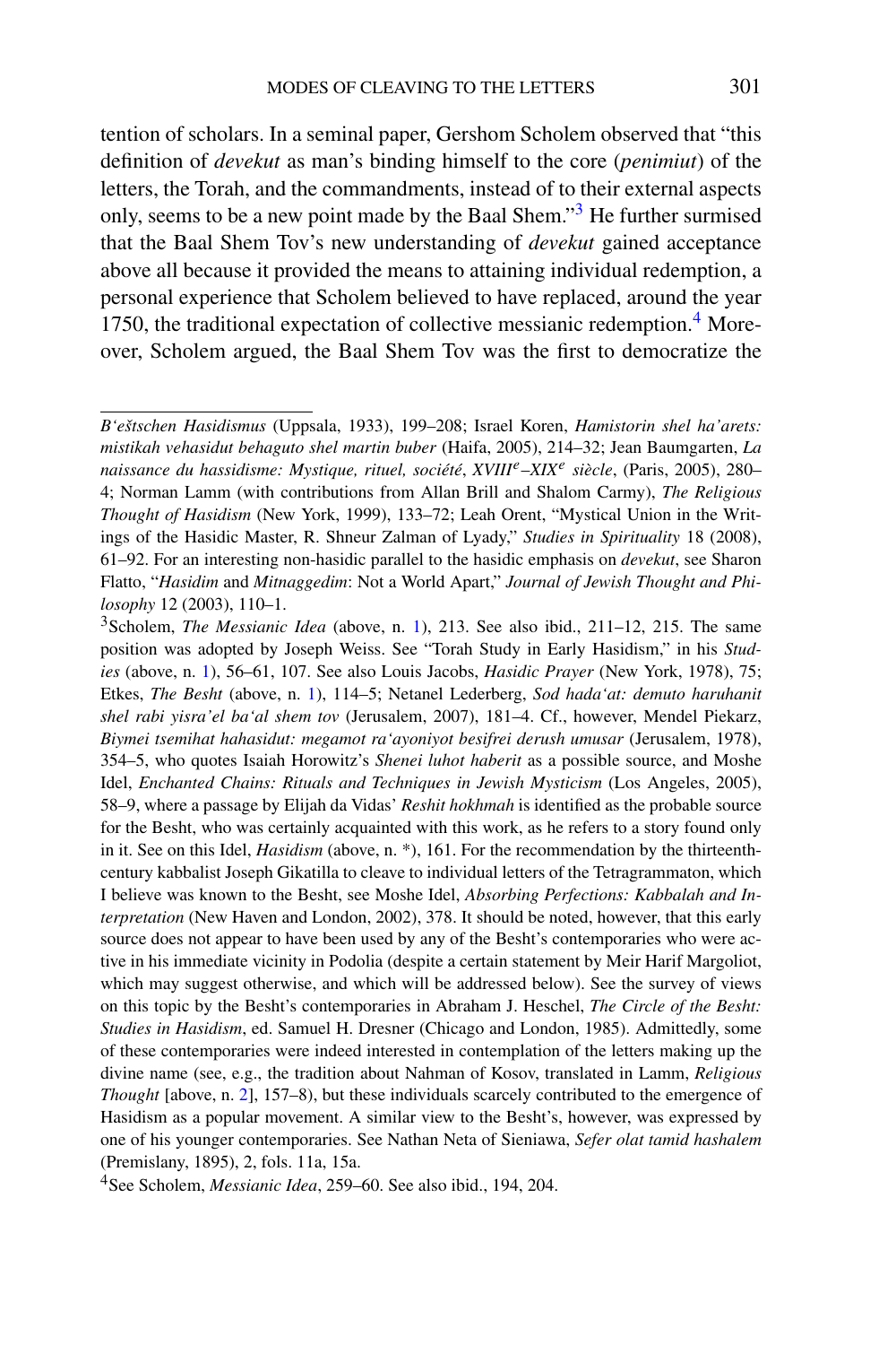tention of scholars. In a seminal paper, Gershom Scholem observed that "this definition of *devekut* as man's binding himself to the core (*penimiut*) of the letters, the Torah, and the commandments, instead of to their external aspects only, seems to be a new point made by the Baal Shem."[3] He further surmised that the Baal Shem Tov's new understanding of *devekut* gained acceptance above all because it provided the means to attaining individual redemption, a personal experience that Scholem believed to have replaced, around the year 1750, the traditional expectation of collective messianic redemption.[4] Moreover, Scholem argued, the Baal Shem Tov was the first to democratize the

---

*B'eštschen Hasidismus* (Uppsala, 1933), 199–208; Israel Koren, *Hamistorin shel ha'arets: mistikah vehasidut behaguto shel martin buber* (Haifa, 2005), 214–32; Jean Baumgarten, *La naissance du hassidisme: Mystique, rituel, société, XVIII^e–XIX^e siècle*, (Paris, 2005), 280–4; Norman Lamm (with contributions from Allan Brill and Shalom Carmy), *The Religious Thought of Hasidism* (New York, 1999), 133–72; Leah Orent, "Mystical Union in the Writings of the Hasidic Master, R. Shneur Zalman of Lyady," *Studies in Spirituality* 18 (2008), 61–92. For an interesting non-hasidic parallel to the hasidic emphasis on *devekut*, see Sharon Flatto, "*Hasidim* and *Mitnaggedim*: Not a World Apart," *Journal of Jewish Thought and Philosophy* 12 (2003), 110–1.

[3] Scholem, *The Messianic Idea* (above, n. 1), 213. See also ibid., 211–12, 215. The same position was adopted by Joseph Weiss. See "Torah Study in Early Hasidism," in his *Studies* (above, n. 1), 56–61, 107. See also Louis Jacobs, *Hasidic Prayer* (New York, 1978), 75; Etkes, *The Besht* (above, n. 1), 114–5; Netanel Lederberg, *Sod hada'at: demuto haruhanit shel rabi yisra'el ba'al shem tov* (Jerusalem, 2007), 181–4. Cf., however, Mendel Piekarz, *Biymei tsemihat hahasidut: megamot ra'ayoniyot besifrei derush umusar* (Jerusalem, 1978), 354–5, who quotes Isaiah Horowitz's *Shenei luhot haberit* as a possible source, and Moshe Idel, *Enchanted Chains: Rituals and Techniques in Jewish Mysticism* (Los Angeles, 2005), 58–9, where a passage by Elijah da Vidas' *Reshit hokhmah* is identified as the probable source for the Besht, who was certainly acquainted with this work, as he refers to a story found only in it. See on this Idel, *Hasidism* (above, n. *), 161. For the recommendation by the thirteenth-century kabbalist Joseph Gikatilla to cleave to individual letters of the Tetragrammaton, which I believe was known to the Besht, see Moshe Idel, *Absorbing Perfections: Kabbalah and Interpretation* (New Haven and London, 2002), 378. It should be noted, however, that this early source does not appear to have been used by any of the Besht's contemporaries who were active in his immediate vicinity in Podolia (despite a certain statement by Meir Harif Margoliot, which may suggest otherwise, and which will be addressed below). See the survey of views on this topic by the Besht's contemporaries in Abraham J. Heschel, *The Circle of the Besht: Studies in Hasidism*, ed. Samuel H. Dresner (Chicago and London, 1985). Admittedly, some of these contemporaries were indeed interested in contemplation of the letters making up the divine name (see, e.g., the tradition about Nahman of Kosov, translated in Lamm, *Religious Thought* [above, n. 2], 157–8), but these individuals scarcely contributed to the emergence of Hasidism as a popular movement. A similar view to the Besht's, however, was expressed by one of his younger contemporaries. See Nathan Neta of Sieniawa, *Sefer olat tamid hashalem* (Premislany, 1895), 2, fols. 11a, 15a.

[4] See Scholem, *Messianic Idea*, 259–60. See also ibid., 194, 204.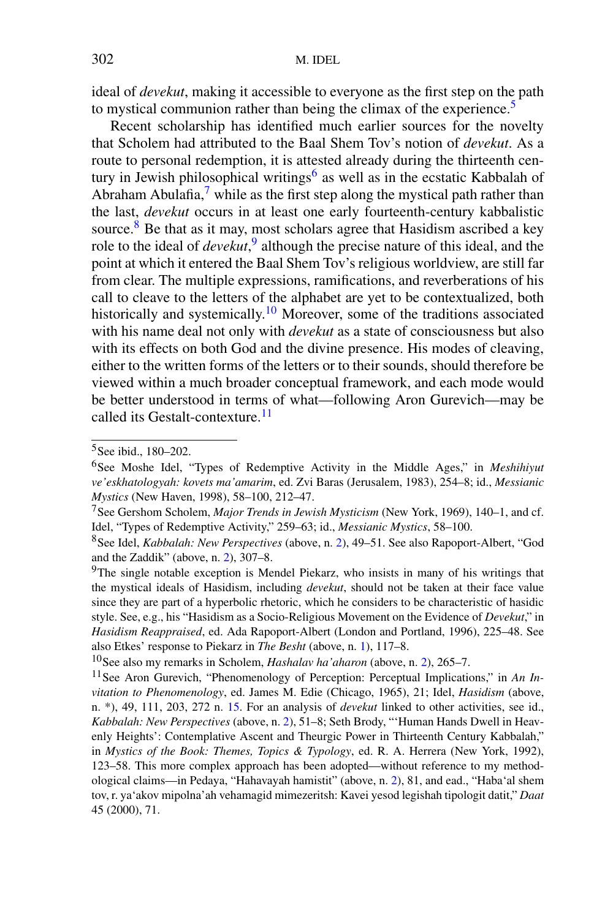ideal of *devekut*, making it accessible to everyone as the first step on the path to mystical communion rather than being the climax of the experience.[5]

Recent scholarship has identified much earlier sources for the novelty that Scholem had attributed to the Baal Shem Tov's notion of *devekut*. As a route to personal redemption, it is attested already during the thirteenth century in Jewish philosophical writings[6] as well as in the ecstatic Kabbalah of Abraham Abulafia,[7] while as the first step along the mystical path rather than the last, *devekut* occurs in at least one early fourteenth-century kabbalistic source.[8] Be that as it may, most scholars agree that Hasidism ascribed a key role to the ideal of *devekut*,[9] although the precise nature of this ideal, and the point at which it entered the Baal Shem Tov's religious worldview, are still far from clear. The multiple expressions, ramifications, and reverberations of his call to cleave to the letters of the alphabet are yet to be contextualized, both historically and systemically.[10] Moreover, some of the traditions associated with his name deal not only with *devekut* as a state of consciousness but also with its effects on both God and the divine presence. His modes of cleaving, either to the written forms of the letters or to their sounds, should therefore be viewed within a much broader conceptual framework, and each mode would be better understood in terms of what—following Aron Gurevich—may be called its Gestalt-contexture.[11]

---

[5] See ibid., 180–202.

[6] See Moshe Idel, "Types of Redemptive Activity in the Middle Ages," in *Meshihiyut ve'eskhatologyah: kovets ma'amarim*, ed. Zvi Baras (Jerusalem, 1983), 254–8; id., *Messianic Mystics* (New Haven, 1998), 58–100, 212–47.

[7] See Gershom Scholem, *Major Trends in Jewish Mysticism* (New York, 1969), 140–1, and cf. Idel, "Types of Redemptive Activity," 259–63; id., *Messianic Mystics*, 58–100.

[8] See Idel, *Kabbalah: New Perspectives* (above, n. 2), 49–51. See also Rapoport-Albert, "God and the Zaddik" (above, n. 2), 307–8.

[9] The single notable exception is Mendel Piekarz, who insists in many of his writings that the mystical ideals of Hasidism, including *devekut*, should not be taken at their face value since they are part of a hyperbolic rhetoric, which he considers to be characteristic of hasidic style. See, e.g., his "Hasidism as a Socio-Religious Movement on the Evidence of *Devekut*," in *Hasidism Reappraised*, ed. Ada Rapoport-Albert (London and Portland, 1996), 225–48. See also Etkes' response to Piekarz in *The Besht* (above, n. 1), 117–8.

[10] See also my remarks in Scholem, *Hashalav ha'aharon* (above, n. 2), 265–7.

[11] See Aron Gurevich, "Phenomenology of Perception: Perceptual Implications," in *An Invitation to Phenomenology*, ed. James M. Edie (Chicago, 1965), 21; Idel, *Hasidism* (above, n. \*), 49, 111, 203, 272 n. 15. For an analysis of *devekut* linked to other activities, see id., *Kabbalah: New Perspectives* (above, n. 2), 51–8; Seth Brody, "'Human Hands Dwell in Heavenly Heights': Contemplative Ascent and Theurgic Power in Thirteenth Century Kabbalah," in *Mystics of the Book: Themes, Topics & Typology*, ed. R. A. Herrera (New York, 1992), 123–58. This more complex approach has been adopted—without reference to my methodological claims—in Pedaya, "Hahavayah hamistit" (above, n. 2), 81, and ead., "Haba'al shem tov, r. ya'akov mipolna'ah vehamagid mimezeritsh: Kavei yesod legishah tipologit datit," *Daat* 45 (2000), 71.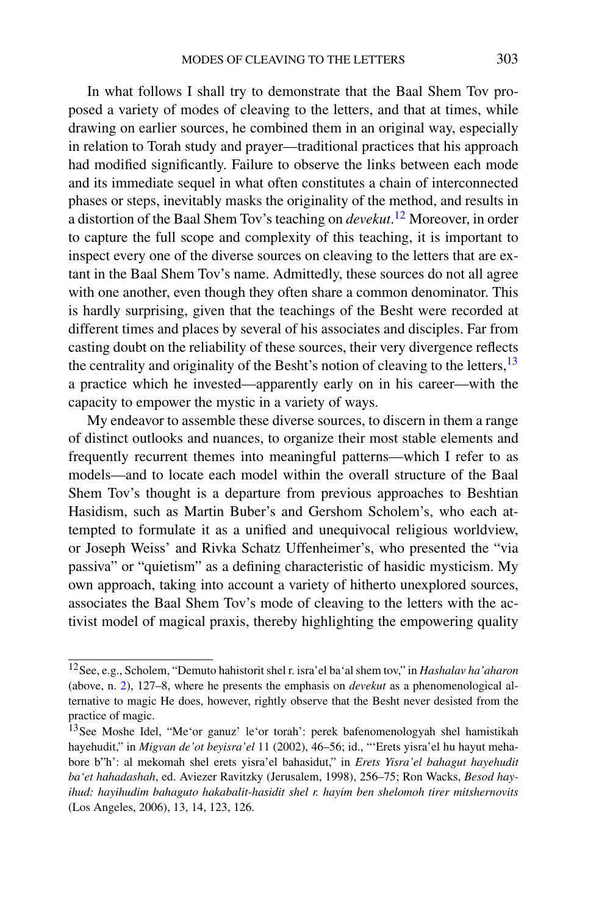In what follows I shall try to demonstrate that the Baal Shem Tov proposed a variety of modes of cleaving to the letters, and that at times, while drawing on earlier sources, he combined them in an original way, especially in relation to Torah study and prayer—traditional practices that his approach had modified significantly. Failure to observe the links between each mode and its immediate sequel in what often constitutes a chain of interconnected phases or steps, inevitably masks the originality of the method, and results in a distortion of the Baal Shem Tov's teaching on *devekut*.[12] Moreover, in order to capture the full scope and complexity of this teaching, it is important to inspect every one of the diverse sources on cleaving to the letters that are extant in the Baal Shem Tov's name. Admittedly, these sources do not all agree with one another, even though they often share a common denominator. This is hardly surprising, given that the teachings of the Besht were recorded at different times and places by several of his associates and disciples. Far from casting doubt on the reliability of these sources, their very divergence reflects the centrality and originality of the Besht's notion of cleaving to the letters,[13] a practice which he invested—apparently early on in his career—with the capacity to empower the mystic in a variety of ways.

My endeavor to assemble these diverse sources, to discern in them a range of distinct outlooks and nuances, to organize their most stable elements and frequently recurrent themes into meaningful patterns—which I refer to as models—and to locate each model within the overall structure of the Baal Shem Tov's thought is a departure from previous approaches to Beshtian Hasidism, such as Martin Buber's and Gershom Scholem's, who each attempted to formulate it as a unified and unequivocal religious worldview, or Joseph Weiss' and Rivka Schatz Uffenheimer's, who presented the "via passiva" or "quietism" as a defining characteristic of hasidic mysticism. My own approach, taking into account a variety of hitherto unexplored sources, associates the Baal Shem Tov's mode of cleaving to the letters with the activist model of magical praxis, thereby highlighting the empowering quality

---

[12] See, e.g., Scholem, "Demuto hahistorit shel r. isra'el ba'al shem tov," in *Hashalav ha'aharon* (above, n. 2), 127–8, where he presents the emphasis on *devekut* as a phenomenological alternative to magic He does, however, rightly observe that the Besht never desisted from the practice of magic.

[13] See Moshe Idel, "Me'or ganuz' le'or torah': perek bafenomenologyah shel hamistikah hayehudit," in *Migvan de'ot beyisra'el* 11 (2002), 46–56; id., "'Erets yisra'el hu hayut mehabore b"h': al mekomah shel erets yisra'el bahasidut," in *Erets Yisra'el bahagut hayehudit ba'et hahadashah*, ed. Aviezer Ravitzky (Jerusalem, 1998), 256–75; Ron Wacks, *Besod hayihud: hayihudim bahaguto hakabalit-hasidit shel r. hayim ben shelomoh tirer mitshernovits* (Los Angeles, 2006), 13, 14, 123, 126.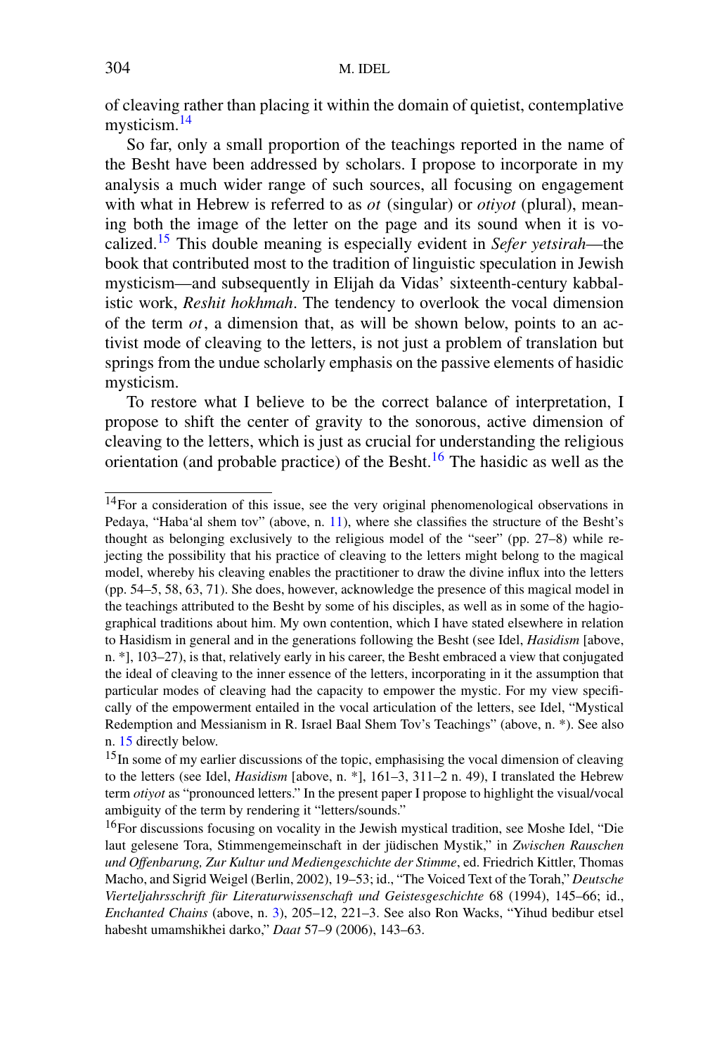of cleaving rather than placing it within the domain of quietist, contemplative mysticism.[14]

So far, only a small proportion of the teachings reported in the name of the Besht have been addressed by scholars. I propose to incorporate in my analysis a much wider range of such sources, all focusing on engagement with what in Hebrew is referred to as *ot* (singular) or *otiyot* (plural), meaning both the image of the letter on the page and its sound when it is vocalized.[15] This double meaning is especially evident in *Sefer yetsirah*—the book that contributed most to the tradition of linguistic speculation in Jewish mysticism—and subsequently in Elijah da Vidas' sixteenth-century kabbalistic work, *Reshit hokhmah*. The tendency to overlook the vocal dimension of the term *ot*, a dimension that, as will be shown below, points to an activist mode of cleaving to the letters, is not just a problem of translation but springs from the undue scholarly emphasis on the passive elements of hasidic mysticism.

To restore what I believe to be the correct balance of interpretation, I propose to shift the center of gravity to the sonorous, active dimension of cleaving to the letters, which is just as crucial for understanding the religious orientation (and probable practice) of the Besht.[16] The hasidic as well as the

---

[14] For a consideration of this issue, see the very original phenomenological observations in Pedaya, "Haba'al shem tov" (above, n. 11), where she classifies the structure of the Besht's thought as belonging exclusively to the religious model of the "seer" (pp. 27–8) while rejecting the possibility that his practice of cleaving to the letters might belong to the magical model, whereby his cleaving enables the practitioner to draw the divine influx into the letters (pp. 54–5, 58, 63, 71). She does, however, acknowledge the presence of this magical model in the teachings attributed to the Besht by some of his disciples, as well as in some of the hagiographical traditions about him. My own contention, which I have stated elsewhere in relation to Hasidism in general and in the generations following the Besht (see Idel, *Hasidism* [above, n. *], 103–27), is that, relatively early in his career, the Besht embraced a view that conjugated the ideal of cleaving to the inner essence of the letters, incorporating in it the assumption that particular modes of cleaving had the capacity to empower the mystic. For my view specifically of the empowerment entailed in the vocal articulation of the letters, see Idel, "Mystical Redemption and Messianism in R. Israel Baal Shem Tov's Teachings" (above, n. *). See also n. 15 directly below.

[15] In some of my earlier discussions of the topic, emphasising the vocal dimension of cleaving to the letters (see Idel, *Hasidism* [above, n. *], 161–3, 311–2 n. 49), I translated the Hebrew term *otiyot* as "pronounced letters." In the present paper I propose to highlight the visual/vocal ambiguity of the term by rendering it "letters/sounds."

[16] For discussions focusing on vocality in the Jewish mystical tradition, see Moshe Idel, "Die laut gelesene Tora, Stimmengemeinschaft in der jüdischen Mystik," in *Zwischen Rauschen und Offenbarung, Zur Kultur und Mediengeschichte der Stimme*, ed. Friedrich Kittler, Thomas Macho, and Sigrid Weigel (Berlin, 2002), 19–53; id., "The Voiced Text of the Torah," *Deutsche Vierteljahrsschrift für Literaturwissenschaft und Geistesgeschichte* 68 (1994), 145–66; id., *Enchanted Chains* (above, n. 3), 205–12, 221–3. See also Ron Wacks, "Yihud bedibur etsel habesht umamshikhei darko," *Daat* 57–9 (2006), 143–63.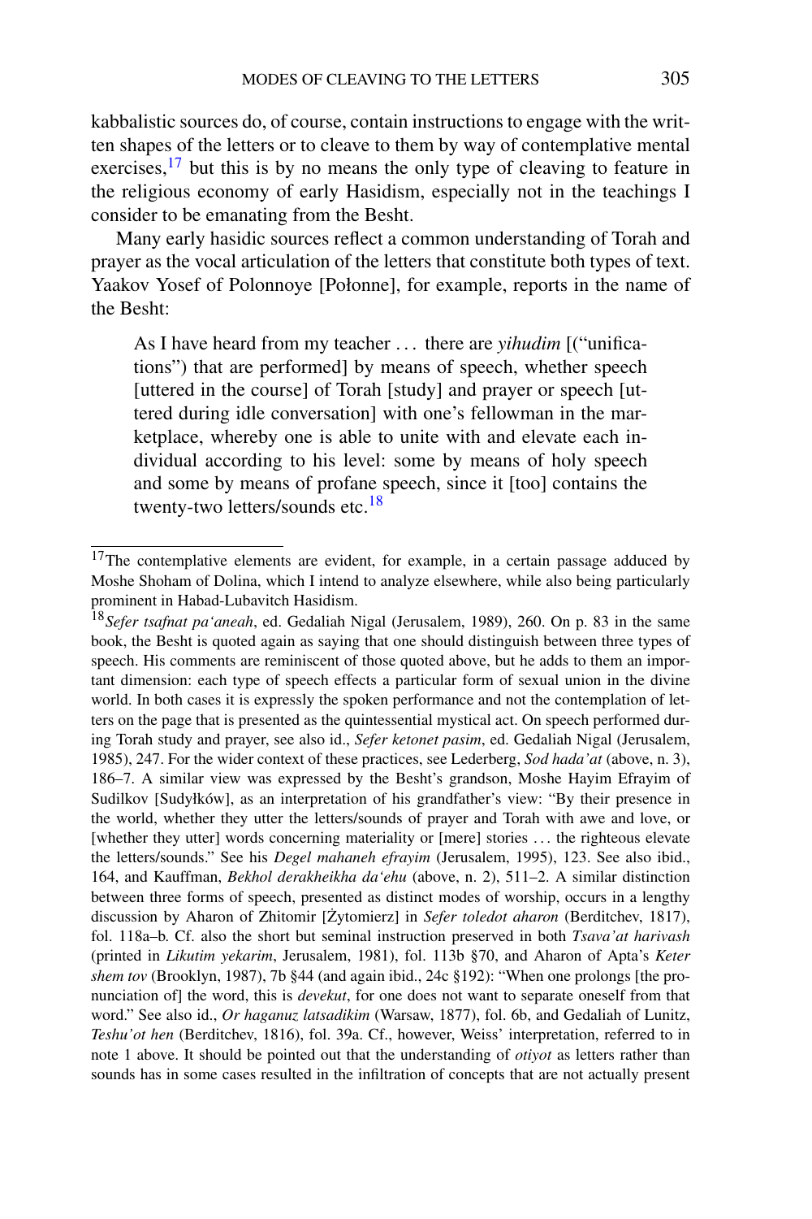kabbalistic sources do, of course, contain instructions to engage with the written shapes of the letters or to cleave to them by way of contemplative mental exercises,[17] but this is by no means the only type of cleaving to feature in the religious economy of early Hasidism, especially not in the teachings I consider to be emanating from the Besht.

Many early hasidic sources reflect a common understanding of Torah and prayer as the vocal articulation of the letters that constitute both types of text. Yaakov Yosef of Polonnoye [Połonne], for example, reports in the name of the Besht:

> As I have heard from my teacher ... there are *yihudim* [("unifications") that are performed] by means of speech, whether speech [uttered in the course] of Torah [study] and prayer or speech [uttered during idle conversation] with one's fellowman in the marketplace, whereby one is able to unite with and elevate each individual according to his level: some by means of holy speech and some by means of profane speech, since it [too] contains the twenty-two letters/sounds etc.[18]

---

[17] The contemplative elements are evident, for example, in a certain passage adduced by Moshe Shoham of Dolina, which I intend to analyze elsewhere, while also being particularly prominent in Habad-Lubavitch Hasidism.

[18] *Sefer tsafnat pa'aneah*, ed. Gedaliah Nigal (Jerusalem, 1989), 260. On p. 83 in the same book, the Besht is quoted again as saying that one should distinguish between three types of speech. His comments are reminiscent of those quoted above, but he adds to them an important dimension: each type of speech effects a particular form of sexual union in the divine world. In both cases it is expressly the spoken performance and not the contemplation of letters on the page that is presented as the quintessential mystical act. On speech performed during Torah study and prayer, see also id., *Sefer ketonet pasim*, ed. Gedaliah Nigal (Jerusalem, 1985), 247. For the wider context of these practices, see Lederberg, *Sod hada'at* (above, n. 3), 186–7. A similar view was expressed by the Besht's grandson, Moshe Hayim Efrayim of Sudilkov [Sudyłków], as an interpretation of his grandfather's view: "By their presence in the world, whether they utter the letters/sounds of prayer and Torah with awe and love, or [whether they utter] words concerning materiality or [mere] stories ... the righteous elevate the letters/sounds." See his *Degel mahaneh efrayim* (Jerusalem, 1995), 123. See also ibid., 164, and Kauffman, *Bekhol derakheikha da'ehu* (above, n. 2), 511–2. A similar distinction between three forms of speech, presented as distinct modes of worship, occurs in a lengthy discussion by Aharon of Zhitomir [Żytomierz] in *Sefer toledot aharon* (Berditchev, 1817), fol. 118a–b. Cf. also the short but seminal instruction preserved in both *Tsava'at harivash* (printed in *Likutim yekarim*, Jerusalem, 1981), fol. 113b §70, and Aharon of Apta's *Keter shem tov* (Brooklyn, 1987), 7b §44 (and again ibid., 24c §192): "When one prolongs [the pronunciation of] the word, this is *devekut*, for one does not want to separate oneself from that word." See also id., *Or haganuz latsadikim* (Warsaw, 1877), fol. 6b, and Gedaliah of Lunitz, *Teshu'ot hen* (Berditchev, 1816), fol. 39a. Cf., however, Weiss' interpretation, referred to in note 1 above. It should be pointed out that the understanding of *otiyot* as letters rather than sounds has in some cases resulted in the infiltration of concepts that are not actually present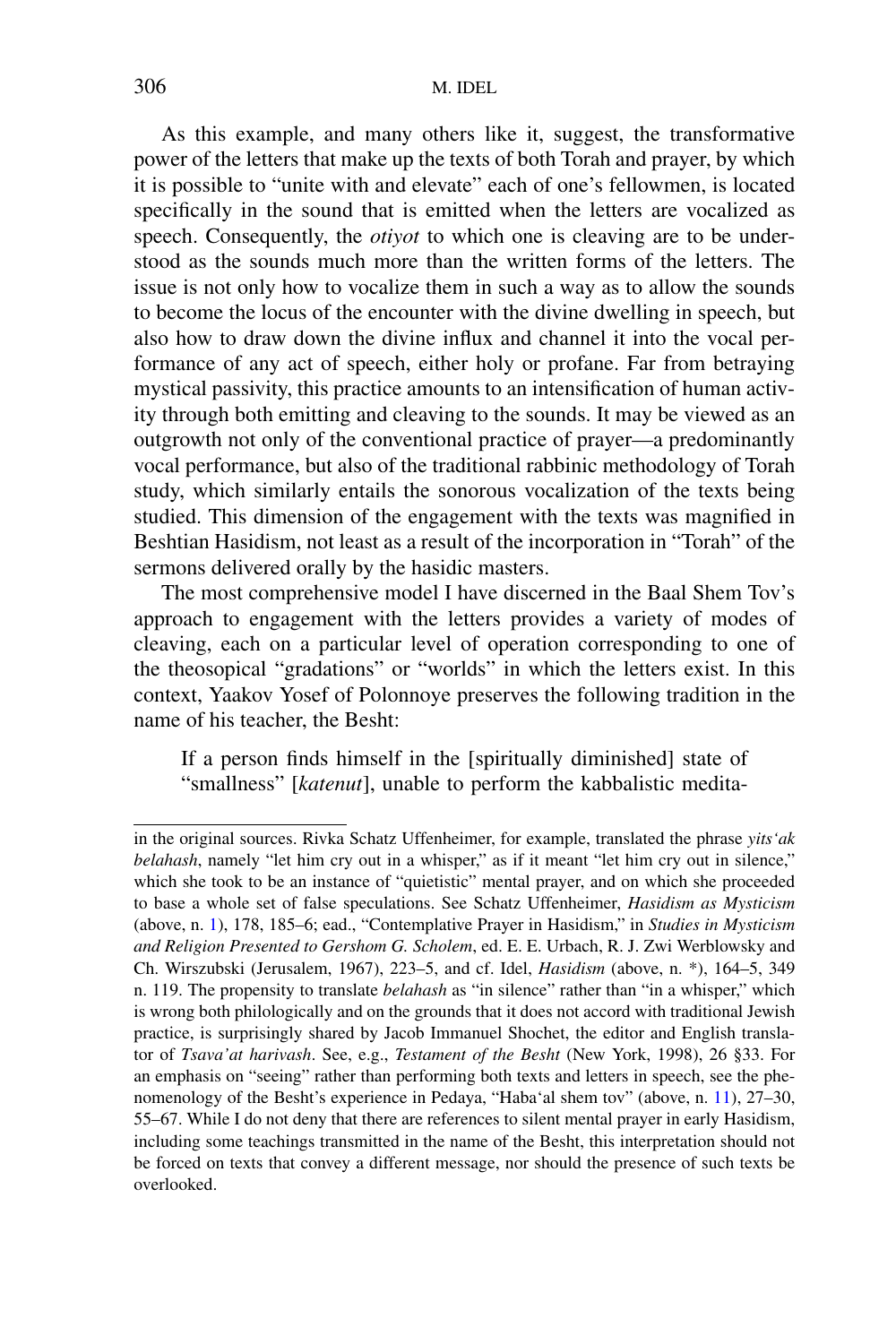As this example, and many others like it, suggest, the transformative power of the letters that make up the texts of both Torah and prayer, by which it is possible to "unite with and elevate" each of one's fellowmen, is located specifically in the sound that is emitted when the letters are vocalized as speech. Consequently, the *otiyot* to which one is cleaving are to be understood as the sounds much more than the written forms of the letters. The issue is not only how to vocalize them in such a way as to allow the sounds to become the locus of the encounter with the divine dwelling in speech, but also how to draw down the divine influx and channel it into the vocal performance of any act of speech, either holy or profane. Far from betraying mystical passivity, this practice amounts to an intensification of human activity through both emitting and cleaving to the sounds. It may be viewed as an outgrowth not only of the conventional practice of prayer—a predominantly vocal performance, but also of the traditional rabbinic methodology of Torah study, which similarly entails the sonorous vocalization of the texts being studied. This dimension of the engagement with the texts was magnified in Beshtian Hasidism, not least as a result of the incorporation in "Torah" of the sermons delivered orally by the hasidic masters.

The most comprehensive model I have discerned in the Baal Shem Tov's approach to engagement with the letters provides a variety of modes of cleaving, each on a particular level of operation corresponding to one of the theosopical "gradations" or "worlds" in which the letters exist. In this context, Yaakov Yosef of Polonnoye preserves the following tradition in the name of his teacher, the Besht:

> If a person finds himself in the [spiritually diminished] state of "smallness" [*katenut*], unable to perform the kabbalistic medita-

in the original sources. Rivka Schatz Uffenheimer, for example, translated the phrase *yits'ak belahash*, namely "let him cry out in a whisper," as if it meant "let him cry out in silence," which she took to be an instance of "quietistic" mental prayer, and on which she proceeded to base a whole set of false speculations. See Schatz Uffenheimer, *Hasidism as Mysticism* (above, n. 1), 178, 185–6; ead., "Contemplative Prayer in Hasidism," in *Studies in Mysticism and Religion Presented to Gershom G. Scholem*, ed. E. E. Urbach, R. J. Zwi Werblowsky and Ch. Wirszubski (Jerusalem, 1967), 223–5, and cf. Idel, *Hasidism* (above, n. *), 164–5, 349 n. 119. The propensity to translate *belahash* as "in silence" rather than "in a whisper," which is wrong both philologically and on the grounds that it does not accord with traditional Jewish practice, is surprisingly shared by Jacob Immanuel Shochet, the editor and English translator of *Tsava'at harivash*. See, e.g., *Testament of the Besht* (New York, 1998), 26 §33. For an emphasis on "seeing" rather than performing both texts and letters in speech, see the phenomenology of the Besht's experience in Pedaya, "Haba'al shem tov" (above, n. 11), 27–30, 55–67. While I do not deny that there are references to silent mental prayer in early Hasidism, including some teachings transmitted in the name of the Besht, this interpretation should not be forced on texts that convey a different message, nor should the presence of such texts be overlooked.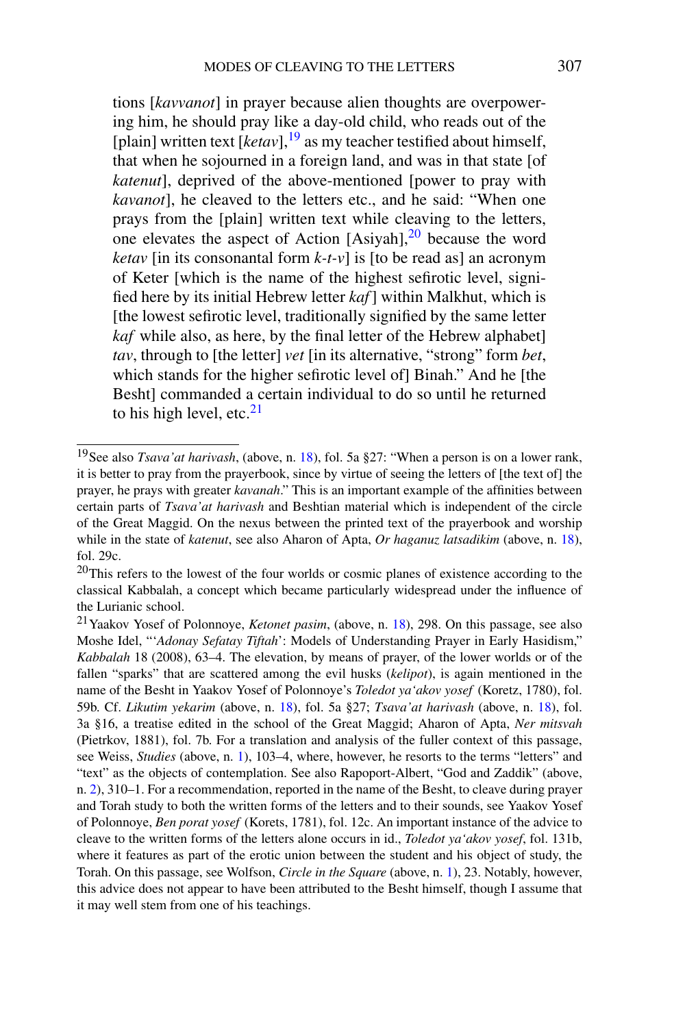tions [*kavvanot*] in prayer because alien thoughts are overpowering him, he should pray like a day-old child, who reads out of the [plain] written text [*ketav*],[19] as my teacher testified about himself, that when he sojourned in a foreign land, and was in that state [of *katenut*], deprived of the above-mentioned [power to pray with *kavanot*], he cleaved to the letters etc., and he said: "When one prays from the [plain] written text while cleaving to the letters, one elevates the aspect of Action [Asiyah],[20] because the word *ketav* [in its consonantal form *k-t-v*] is [to be read as] an acronym of Keter [which is the name of the highest sefirotic level, signified here by its initial Hebrew letter *kaf*] within Malkhut, which is [the lowest sefirotic level, traditionally signified by the same letter *kaf* while also, as here, by the final letter of the Hebrew alphabet] *tav*, through to [the letter] *vet* [in its alternative, "strong" form *bet*, which stands for the higher sefirotic level of] Binah." And he [the Besht] commanded a certain individual to do so until he returned to his high level, etc.[21]

---

[19] See also *Tsava'at harivash*, (above, n. 18), fol. 5a §27: "When a person is on a lower rank, it is better to pray from the prayerbook, since by virtue of seeing the letters of [the text of] the prayer, he prays with greater *kavanah*." This is an important example of the affinities between certain parts of *Tsava'at harivash* and Beshtian material which is independent of the circle of the Great Maggid. On the nexus between the printed text of the prayerbook and worship while in the state of *katenut*, see also Aharon of Apta, *Or haganuz latsadikim* (above, n. 18), fol. 29c.

[20] This refers to the lowest of the four worlds or cosmic planes of existence according to the classical Kabbalah, a concept which became particularly widespread under the influence of the Lurianic school.

[21] Yaakov Yosef of Polonnoye, *Ketonet pasim*, (above, n. 18), 298. On this passage, see also Moshe Idel, "'*Adonay Sefatay Tiftah*': Models of Understanding Prayer in Early Hasidism," *Kabbalah* 18 (2008), 63–4. The elevation, by means of prayer, of the lower worlds or of the fallen "sparks" that are scattered among the evil husks (*kelipot*), is again mentioned in the name of the Besht in Yaakov Yosef of Polonnoye's *Toledot ya'akov yosef* (Koretz, 1780), fol. 59b. Cf. *Likutim yekarim* (above, n. 18), fol. 5a §27; *Tsava'at harivash* (above, n. 18), fol. 3a §16, a treatise edited in the school of the Great Maggid; Aharon of Apta, *Ner mitsvah* (Pietrkov, 1881), fol. 7b. For a translation and analysis of the fuller context of this passage, see Weiss, *Studies* (above, n. 1), 103–4, where, however, he resorts to the terms "letters" and "text" as the objects of contemplation. See also Rapoport-Albert, "God and Zaddik" (above, n. 2), 310–1. For a recommendation, reported in the name of the Besht, to cleave during prayer and Torah study to both the written forms of the letters and to their sounds, see Yaakov Yosef of Polonnoye, *Ben porat yosef* (Korets, 1781), fol. 12c. An important instance of the advice to cleave to the written forms of the letters alone occurs in id., *Toledot ya'akov yosef*, fol. 131b, where it features as part of the erotic union between the student and his object of study, the Torah. On this passage, see Wolfson, *Circle in the Square* (above, n. 1), 23. Notably, however, this advice does not appear to have been attributed to the Besht himself, though I assume that it may well stem from one of his teachings.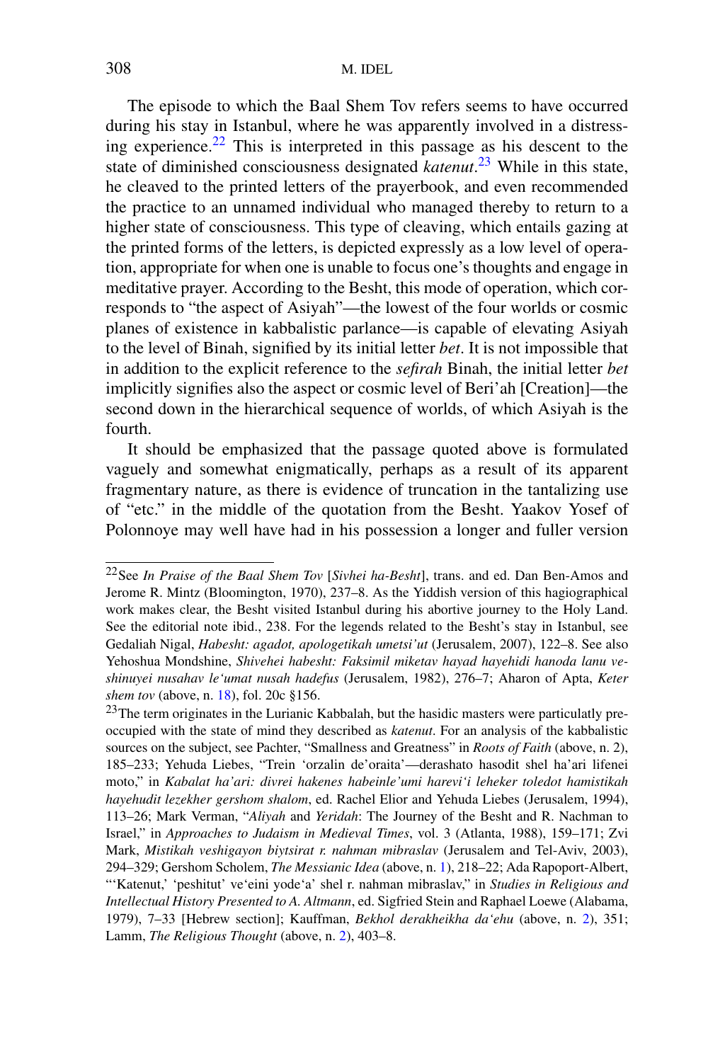The episode to which the Baal Shem Tov refers seems to have occurred during his stay in Istanbul, where he was apparently involved in a distressing experience.[22] This is interpreted in this passage as his descent to the state of diminished consciousness designated *katenut*.[23] While in this state, he cleaved to the printed letters of the prayerbook, and even recommended the practice to an unnamed individual who managed thereby to return to a higher state of consciousness. This type of cleaving, which entails gazing at the printed forms of the letters, is depicted expressly as a low level of operation, appropriate for when one is unable to focus one's thoughts and engage in meditative prayer. According to the Besht, this mode of operation, which corresponds to "the aspect of Asiyah"—the lowest of the four worlds or cosmic planes of existence in kabbalistic parlance—is capable of elevating Asiyah to the level of Binah, signified by its initial letter *bet*. It is not impossible that in addition to the explicit reference to the *sefirah* Binah, the initial letter *bet* implicitly signifies also the aspect or cosmic level of Beri'ah [Creation]—the second down in the hierarchical sequence of worlds, of which Asiyah is the fourth.

It should be emphasized that the passage quoted above is formulated vaguely and somewhat enigmatically, perhaps as a result of its apparent fragmentary nature, as there is evidence of truncation in the tantalizing use of "etc." in the middle of the quotation from the Besht. Yaakov Yosef of Polonnoye may well have had in his possession a longer and fuller version

---

[22] See *In Praise of the Baal Shem Tov* [*Sivhei ha-Besht*], trans. and ed. Dan Ben-Amos and Jerome R. Mintz (Bloomington, 1970), 237–8. As the Yiddish version of this hagiographical work makes clear, the Besht visited Istanbul during his abortive journey to the Holy Land. See the editorial note ibid., 238. For the legends related to the Besht's stay in Istanbul, see Gedaliah Nigal, *Habesht: agadot, apologetikah umetsi'ut* (Jerusalem, 2007), 122–8. See also Yehoshua Mondshine, *Shivehei habesht: Faksimil miketav hayad hayehidi hanoda lanu veshinuyei nusahav le'umat nusah hadefus* (Jerusalem, 1982), 276–7; Aharon of Apta, *Keter shem tov* (above, n. 18), fol. 20c §156.

[23] The term originates in the Lurianic Kabbalah, but the hasidic masters were particulatly preoccupied with the state of mind they described as *katenut*. For an analysis of the kabbalistic sources on the subject, see Pachter, "Smallness and Greatness" in *Roots of Faith* (above, n. 2), 185–233; Yehuda Liebes, "Trein 'orzalin de'oraita'—derashato hasodit shel ha'ari lifenei moto," in *Kabalat ha'ari: divrei hakenes habeinle'umi harevi'i leheker toledot hamistikah hayehudit lezekher gershom shalom*, ed. Rachel Elior and Yehuda Liebes (Jerusalem, 1994), 113–26; Mark Verman, "*Aliyah* and *Yeridah*: The Journey of the Besht and R. Nachman to Israel," in *Approaches to Judaism in Medieval Times*, vol. 3 (Atlanta, 1988), 159–171; Zvi Mark, *Mistikah veshigayon biytsirat r. nahman mibraslav* (Jerusalem and Tel-Aviv, 2003), 294–329; Gershom Scholem, *The Messianic Idea* (above, n. 1), 218–22; Ada Rapoport-Albert, "'Katenut,' 'peshitut' ve'eini yode'a' shel r. nahman mibraslav," in *Studies in Religious and Intellectual History Presented to A. Altmann*, ed. Sigfried Stein and Raphael Loewe (Alabama, 1979), 7–33 [Hebrew section]; Kauffman, *Bekhol derakheikha da'ehu* (above, n. 2), 351; Lamm, *The Religious Thought* (above, n. 2), 403–8.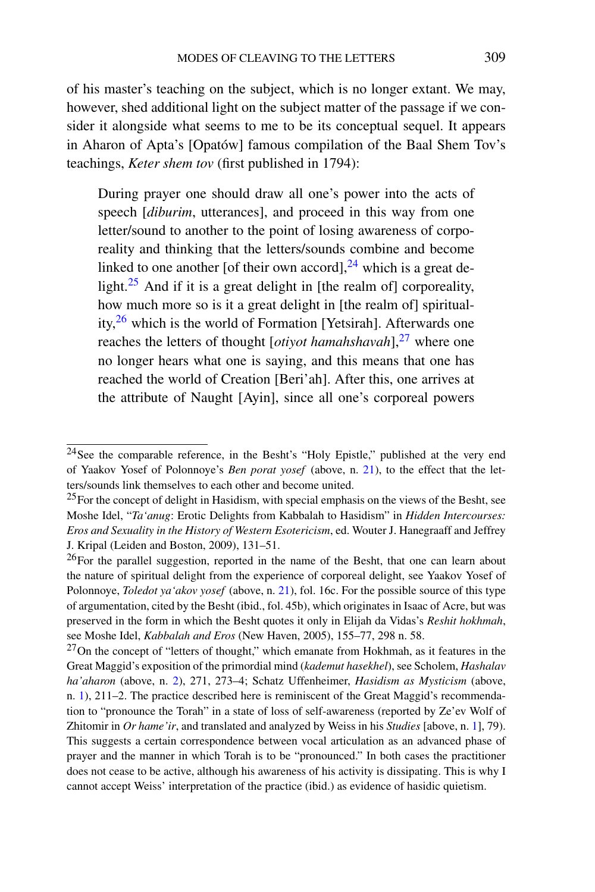of his master's teaching on the subject, which is no longer extant. We may, however, shed additional light on the subject matter of the passage if we consider it alongside what seems to me to be its conceptual sequel. It appears in Aharon of Apta's [Opatów] famous compilation of the Baal Shem Tov's teachings, *Keter shem tov* (first published in 1794):

> During prayer one should draw all one's power into the acts of speech [*diburim*, utterances], and proceed in this way from one letter/sound to another to the point of losing awareness of corporeality and thinking that the letters/sounds combine and become linked to one another [of their own accord],[24] which is a great delight.[25] And if it is a great delight in [the realm of] corporeality, how much more so is it a great delight in [the realm of] spirituality,[26] which is the world of Formation [Yetsirah]. Afterwards one reaches the letters of thought [*otiyot hamahshavah*],[27] where one no longer hears what one is saying, and this means that one has reached the world of Creation [Beri'ah]. After this, one arrives at the attribute of Naught [Ayin], since all one's corporeal powers

---

[24] See the comparable reference, in the Besht's "Holy Epistle," published at the very end of Yaakov Yosef of Polonnoye's *Ben porat yosef* (above, n. 21), to the effect that the letters/sounds link themselves to each other and become united.

[25] For the concept of delight in Hasidism, with special emphasis on the views of the Besht, see Moshe Idel, "*Ta'anug*: Erotic Delights from Kabbalah to Hasidism" in *Hidden Intercourses: Eros and Sexuality in the History of Western Esotericism*, ed. Wouter J. Hanegraaff and Jeffrey J. Kripal (Leiden and Boston, 2009), 131–51.

[26] For the parallel suggestion, reported in the name of the Besht, that one can learn about the nature of spiritual delight from the experience of corporeal delight, see Yaakov Yosef of Polonnoye, *Toledot ya'akov yosef* (above, n. 21), fol. 16c. For the possible source of this type of argumentation, cited by the Besht (ibid., fol. 45b), which originates in Isaac of Acre, but was preserved in the form in which the Besht quotes it only in Elijah da Vidas's *Reshit hokhmah*, see Moshe Idel, *Kabbalah and Eros* (New Haven, 2005), 155–77, 298 n. 58.

[27] On the concept of "letters of thought," which emanate from Hokhmah, as it features in the Great Maggid's exposition of the primordial mind (*kademut hasekhel*), see Scholem, *Hashalav ha'aharon* (above, n. 2), 271, 273–4; Schatz Uffenheimer, *Hasidism as Mysticism* (above, n. 1), 211–2. The practice described here is reminiscent of the Great Maggid's recommendation to "pronounce the Torah" in a state of loss of self-awareness (reported by Ze'ev Wolf of Zhitomir in *Or hame'ir*, and translated and analyzed by Weiss in his *Studies* [above, n. 1], 79). This suggests a certain correspondence between vocal articulation as an advanced phase of prayer and the manner in which Torah is to be "pronounced." In both cases the practitioner does not cease to be active, although his awareness of his activity is dissipating. This is why I cannot accept Weiss' interpretation of the practice (ibid.) as evidence of hasidic quietism.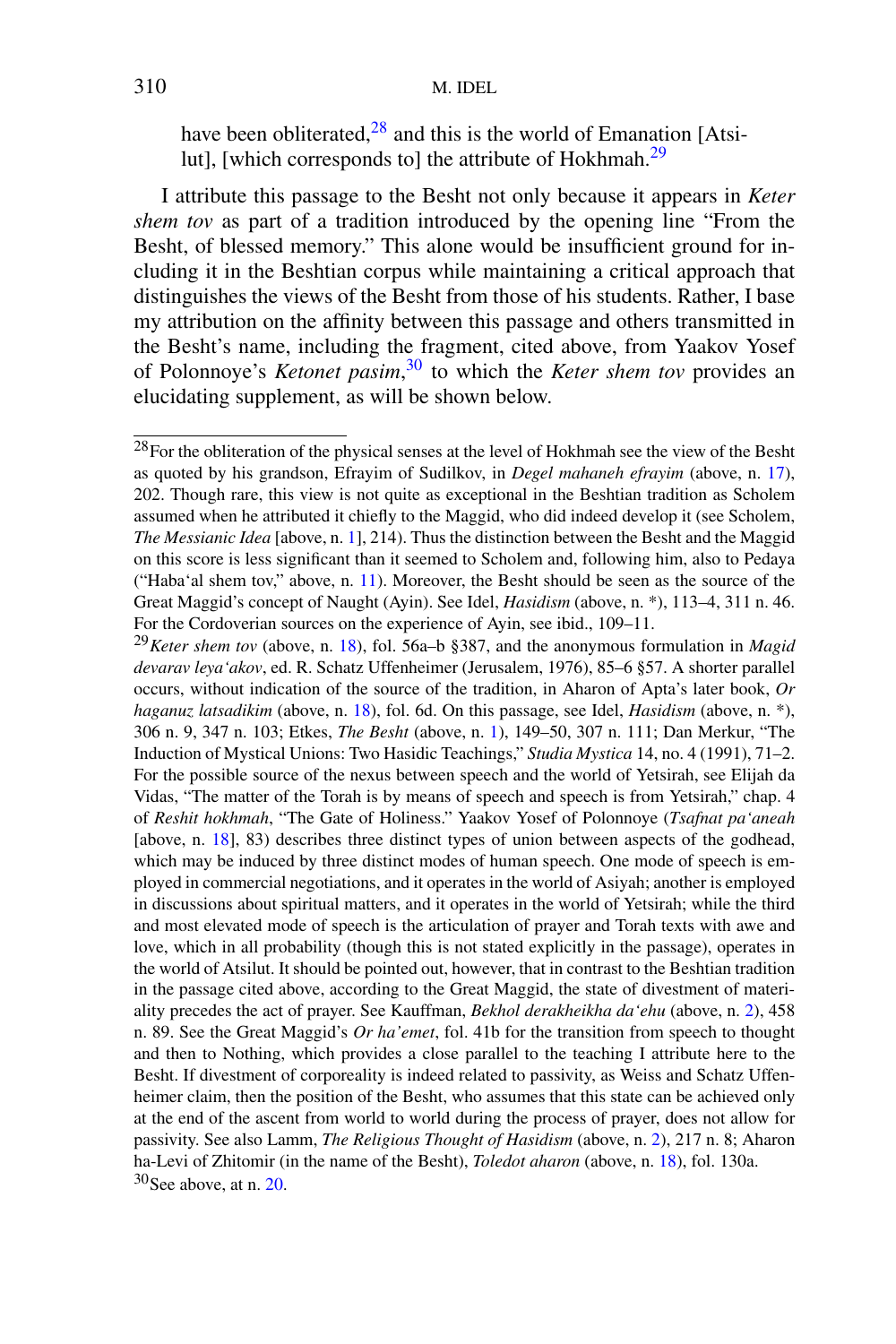have been obliterated,[28] and this is the world of Emanation [Atsilut], [which corresponds to] the attribute of Hokhmah.[29]

I attribute this passage to the Besht not only because it appears in *Keter shem tov* as part of a tradition introduced by the opening line "From the Besht, of blessed memory." This alone would be insufficient ground for including it in the Beshtian corpus while maintaining a critical approach that distinguishes the views of the Besht from those of his students. Rather, I base my attribution on the affinity between this passage and others transmitted in the Besht's name, including the fragment, cited above, from Yaakov Yosef of Polonnoye's *Ketonet pasim*,[30] to which the *Keter shem tov* provides an elucidating supplement, as will be shown below.

---

[28] For the obliteration of the physical senses at the level of Hokhmah see the view of the Besht as quoted by his grandson, Efrayim of Sudilkov, in *Degel mahaneh efrayim* (above, n. 17), 202. Though rare, this view is not quite as exceptional in the Beshtian tradition as Scholem assumed when he attributed it chiefly to the Maggid, who did indeed develop it (see Scholem, *The Messianic Idea* [above, n. 1], 214). Thus the distinction between the Besht and the Maggid on this score is less significant than it seemed to Scholem and, following him, also to Pedaya ("Haba'al shem tov," above, n. 11). Moreover, the Besht should be seen as the source of the Great Maggid's concept of Naught (Ayin). See Idel, *Hasidism* (above, n. *), 113–4, 311 n. 46. For the Cordoverian sources on the experience of Ayin, see ibid., 109–11.

[29] *Keter shem tov* (above, n. 18), fol. 56a–b §387, and the anonymous formulation in *Magid devarav leya'akov*, ed. R. Schatz Uffenheimer (Jerusalem, 1976), 85–6 §57. A shorter parallel occurs, without indication of the source of the tradition, in Aharon of Apta's later book, *Or haganuz latsadikim* (above, n. 18), fol. 6d. On this passage, see Idel, *Hasidism* (above, n. *), 306 n. 9, 347 n. 103; Etkes, *The Besht* (above, n. 1), 149–50, 307 n. 111; Dan Merkur, "The Induction of Mystical Unions: Two Hasidic Teachings," *Studia Mystica* 14, no. 4 (1991), 71–2. For the possible source of the nexus between speech and the world of Yetsirah, see Elijah da Vidas, "The matter of the Torah is by means of speech and speech is from Yetsirah," chap. 4 of *Reshit hokhmah*, "The Gate of Holiness." Yaakov Yosef of Polonnoye (*Tsafnat pa'aneah* [above, n. 18], 83) describes three distinct types of union between aspects of the godhead, which may be induced by three distinct modes of human speech. One mode of speech is employed in commercial negotiations, and it operates in the world of Asiyah; another is employed in discussions about spiritual matters, and it operates in the world of Yetsirah; while the third and most elevated mode of speech is the articulation of prayer and Torah texts with awe and love, which in all probability (though this is not stated explicitly in the passage), operates in the world of Atsilut. It should be pointed out, however, that in contrast to the Beshtian tradition in the passage cited above, according to the Great Maggid, the state of divestment of materiality precedes the act of prayer. See Kauffman, *Bekhol derakheikha da'ehu* (above, n. 2), 458 n. 89. See the Great Maggid's *Or ha'emet*, fol. 41b for the transition from speech to thought and then to Nothing, which provides a close parallel to the teaching I attribute here to the Besht. If divestment of corporeality is indeed related to passivity, as Weiss and Schatz Uffenheimer claim, then the position of the Besht, who assumes that this state can be achieved only at the end of the ascent from world to world during the process of prayer, does not allow for passivity. See also Lamm, *The Religious Thought of Hasidism* (above, n. 2), 217 n. 8; Aharon ha-Levi of Zhitomir (in the name of the Besht), *Toledot aharon* (above, n. 18), fol. 130a.

[30] See above, at n. 20.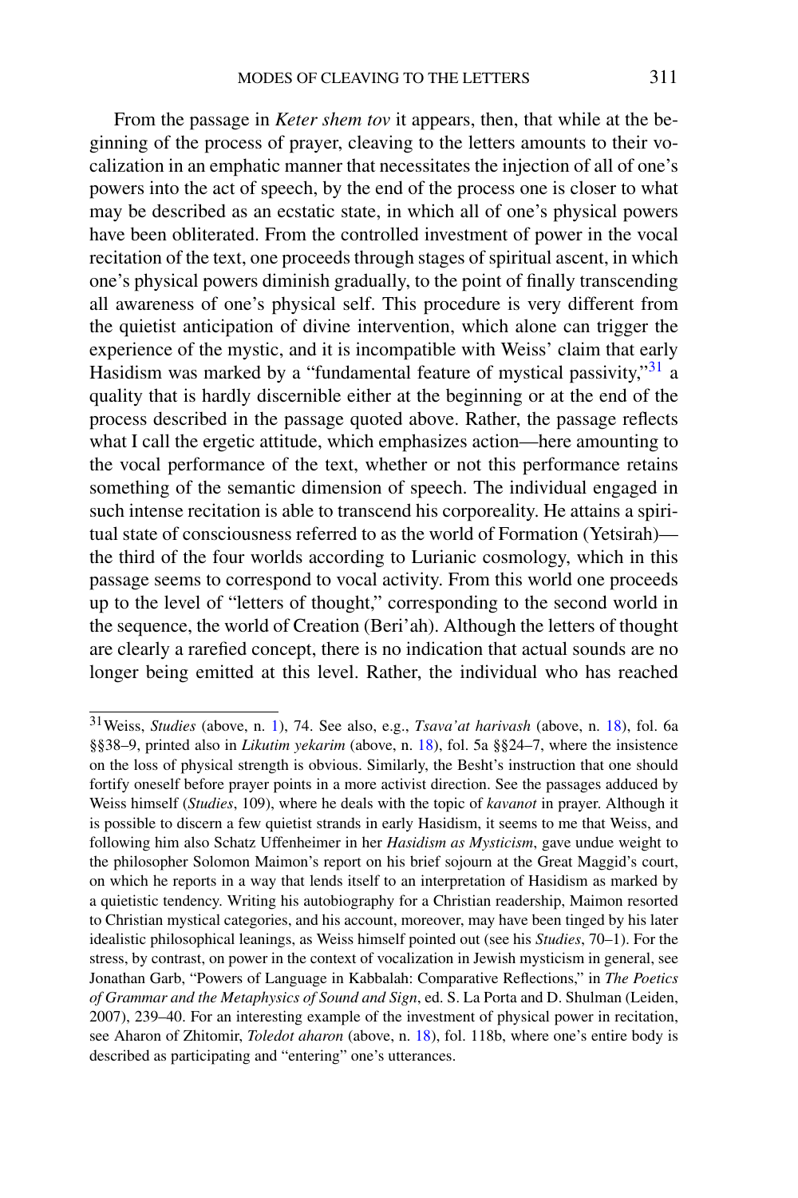From the passage in *Keter shem tov* it appears, then, that while at the beginning of the process of prayer, cleaving to the letters amounts to their vocalization in an emphatic manner that necessitates the injection of all of one's powers into the act of speech, by the end of the process one is closer to what may be described as an ecstatic state, in which all of one's physical powers have been obliterated. From the controlled investment of power in the vocal recitation of the text, one proceeds through stages of spiritual ascent, in which one's physical powers diminish gradually, to the point of finally transcending all awareness of one's physical self. This procedure is very different from the quietist anticipation of divine intervention, which alone can trigger the experience of the mystic, and it is incompatible with Weiss' claim that early Hasidism was marked by a "fundamental feature of mystical passivity,"[31] a quality that is hardly discernible either at the beginning or at the end of the process described in the passage quoted above. Rather, the passage reflects what I call the ergetic attitude, which emphasizes action—here amounting to the vocal performance of the text, whether or not this performance retains something of the semantic dimension of speech. The individual engaged in such intense recitation is able to transcend his corporeality. He attains a spiritual state of consciousness referred to as the world of Formation (Yetsirah)—the third of the four worlds according to Lurianic cosmology, which in this passage seems to correspond to vocal activity. From this world one proceeds up to the level of "letters of thought," corresponding to the second world in the sequence, the world of Creation (Beri'ah). Although the letters of thought are clearly a rarefied concept, there is no indication that actual sounds are no longer being emitted at this level. Rather, the individual who has reached

---

[31] Weiss, *Studies* (above, n. 1), 74. See also, e.g., *Tsava'at harivash* (above, n. 18), fol. 6a §§38–9, printed also in *Likutim yekarim* (above, n. 18), fol. 5a §§24–7, where the insistence on the loss of physical strength is obvious. Similarly, the Besht's instruction that one should fortify oneself before prayer points in a more activist direction. See the passages adduced by Weiss himself (*Studies*, 109), where he deals with the topic of *kavanot* in prayer. Although it is possible to discern a few quietist strands in early Hasidism, it seems to me that Weiss, and following him also Schatz Uffenheimer in her *Hasidism as Mysticism*, gave undue weight to the philosopher Solomon Maimon's report on his brief sojourn at the Great Maggid's court, on which he reports in a way that lends itself to an interpretation of Hasidism as marked by a quietistic tendency. Writing his autobiography for a Christian readership, Maimon resorted to Christian mystical categories, and his account, moreover, may have been tinged by his later idealistic philosophical leanings, as Weiss himself pointed out (see his *Studies*, 70–1). For the stress, by contrast, on power in the context of vocalization in Jewish mysticism in general, see Jonathan Garb, "Powers of Language in Kabbalah: Comparative Reflections," in *The Poetics of Grammar and the Metaphysics of Sound and Sign*, ed. S. La Porta and D. Shulman (Leiden, 2007), 239–40. For an interesting example of the investment of physical power in recitation, see Aharon of Zhitomir, *Toledot aharon* (above, n. 18), fol. 118b, where one's entire body is described as participating and "entering" one's utterances.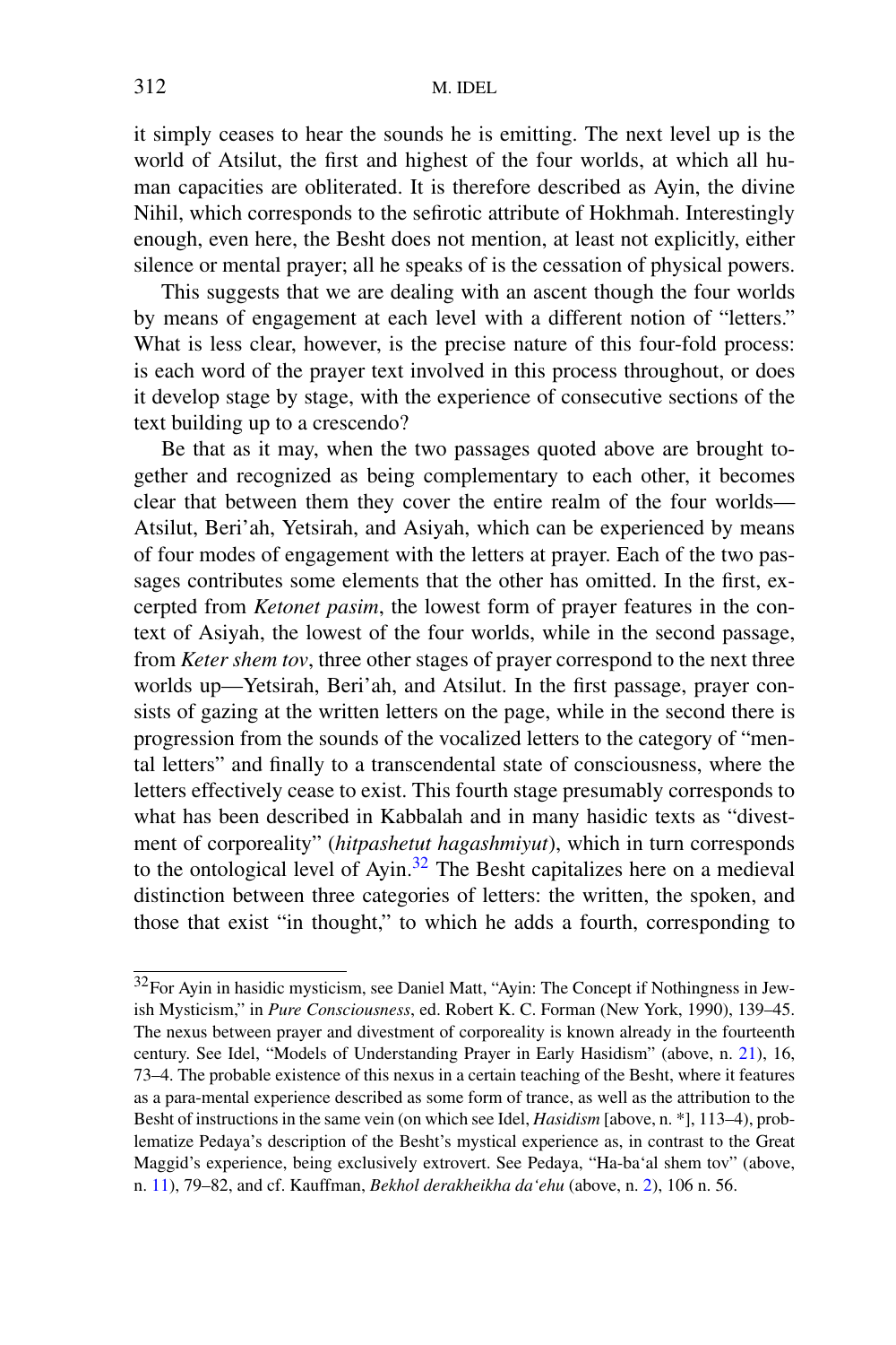it simply ceases to hear the sounds he is emitting. The next level up is the world of Atsilut, the first and highest of the four worlds, at which all human capacities are obliterated. It is therefore described as Ayin, the divine Nihil, which corresponds to the sefirotic attribute of Hokhmah. Interestingly enough, even here, the Besht does not mention, at least not explicitly, either silence or mental prayer; all he speaks of is the cessation of physical powers.

This suggests that we are dealing with an ascent though the four worlds by means of engagement at each level with a different notion of "letters." What is less clear, however, is the precise nature of this four-fold process: is each word of the prayer text involved in this process throughout, or does it develop stage by stage, with the experience of consecutive sections of the text building up to a crescendo?

Be that as it may, when the two passages quoted above are brought together and recognized as being complementary to each other, it becomes clear that between them they cover the entire realm of the four worlds—Atsilut, Beri'ah, Yetsirah, and Asiyah, which can be experienced by means of four modes of engagement with the letters at prayer. Each of the two passages contributes some elements that the other has omitted. In the first, excerpted from *Ketonet pasim*, the lowest form of prayer features in the context of Asiyah, the lowest of the four worlds, while in the second passage, from *Keter shem tov*, three other stages of prayer correspond to the next three worlds up—Yetsirah, Beri'ah, and Atsilut. In the first passage, prayer consists of gazing at the written letters on the page, while in the second there is progression from the sounds of the vocalized letters to the category of "mental letters" and finally to a transcendental state of consciousness, where the letters effectively cease to exist. This fourth stage presumably corresponds to what has been described in Kabbalah and in many hasidic texts as "divestment of corporeality" (*hitpashetut hagashmiyut*), which in turn corresponds to the ontological level of Ayin.[32] The Besht capitalizes here on a medieval distinction between three categories of letters: the written, the spoken, and those that exist "in thought," to which he adds a fourth, corresponding to

[32]For Ayin in hasidic mysticism, see Daniel Matt, "Ayin: The Concept if Nothingness in Jewish Mysticism," in *Pure Consciousness*, ed. Robert K. C. Forman (New York, 1990), 139–45. The nexus between prayer and divestment of corporeality is known already in the fourteenth century. See Idel, "Models of Understanding Prayer in Early Hasidism" (above, n. 21), 16, 73–4. The probable existence of this nexus in a certain teaching of the Besht, where it features as a para-mental experience described as some form of trance, as well as the attribution to the Besht of instructions in the same vein (on which see Idel, *Hasidism* [above, n. *], 113–4), problematize Pedaya's description of the Besht's mystical experience as, in contrast to the Great Maggid's experience, being exclusively extrovert. See Pedaya, "Ha-ba'al shem tov" (above, n. 11), 79–82, and cf. Kauffman, *Bekhol derakheikha da'ehu* (above, n. 2), 106 n. 56.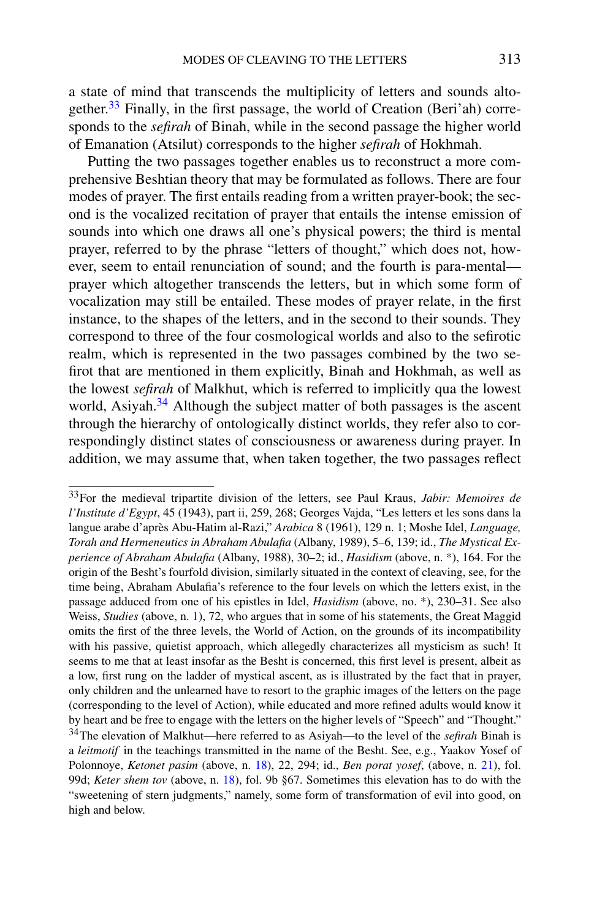a state of mind that transcends the multiplicity of letters and sounds altogether.[33] Finally, in the first passage, the world of Creation (Beri'ah) corresponds to the *sefirah* of Binah, while in the second passage the higher world of Emanation (Atsilut) corresponds to the higher *sefirah* of Hokhmah.

Putting the two passages together enables us to reconstruct a more comprehensive Beshtian theory that may be formulated as follows. There are four modes of prayer. The first entails reading from a written prayer-book; the second is the vocalized recitation of prayer that entails the intense emission of sounds into which one draws all one's physical powers; the third is mental prayer, referred to by the phrase "letters of thought," which does not, however, seem to entail renunciation of sound; and the fourth is para-mental—prayer which altogether transcends the letters, but in which some form of vocalization may still be entailed. These modes of prayer relate, in the first instance, to the shapes of the letters, and in the second to their sounds. They correspond to three of the four cosmological worlds and also to the sefirotic realm, which is represented in the two passages combined by the two sefirot that are mentioned in them explicitly, Binah and Hokhmah, as well as the lowest *sefirah* of Malkhut, which is referred to implicitly qua the lowest world, Asiyah.[34] Although the subject matter of both passages is the ascent through the hierarchy of ontologically distinct worlds, they refer also to correspondingly distinct states of consciousness or awareness during prayer. In addition, we may assume that, when taken together, the two passages reflect

---

[33] For the medieval tripartite division of the letters, see Paul Kraus, *Jabir: Memoires de l'Institute d'Egypt*, 45 (1943), part ii, 259, 268; Georges Vajda, "Les letters et les sons dans la langue arabe d'après Abu-Hatim al-Razi," *Arabica* 8 (1961), 129 n. 1; Moshe Idel, *Language, Torah and Hermeneutics in Abraham Abulafia* (Albany, 1989), 5–6, 139; id., *The Mystical Experience of Abraham Abulafia* (Albany, 1988), 30–2; id., *Hasidism* (above, n. *), 164. For the origin of the Besht's fourfold division, similarly situated in the context of cleaving, see, for the time being, Abraham Abulafia's reference to the four levels on which the letters exist, in the passage adduced from one of his epistles in Idel, *Hasidism* (above, no. *), 230–31. See also Weiss, *Studies* (above, n. 1), 72, who argues that in some of his statements, the Great Maggid omits the first of the three levels, the World of Action, on the grounds of its incompatibility with his passive, quietist approach, which allegedly characterizes all mysticism as such! It seems to me that at least insofar as the Besht is concerned, this first level is present, albeit as a low, first rung on the ladder of mystical ascent, as is illustrated by the fact that in prayer, only children and the unlearned have to resort to the graphic images of the letters on the page (corresponding to the level of Action), while educated and more refined adults would know it by heart and be free to engage with the letters on the higher levels of "Speech" and "Thought."

[34] The elevation of Malkhut—here referred to as Asiyah—to the level of the *sefirah* Binah is a *leitmotif* in the teachings transmitted in the name of the Besht. See, e.g., Yaakov Yosef of Polonnoye, *Ketonet pasim* (above, n. 18), 22, 294; id., *Ben porat yosef*, (above, n. 21), fol. 99d; *Keter shem tov* (above, n. 18), fol. 9b §67. Sometimes this elevation has to do with the "sweetening of stern judgments," namely, some form of transformation of evil into good, on high and below.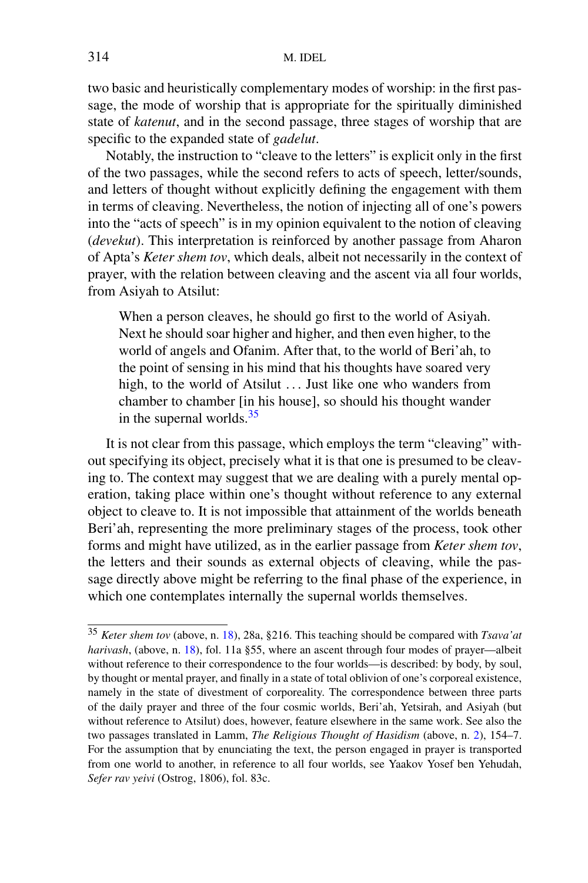two basic and heuristically complementary modes of worship: in the first passage, the mode of worship that is appropriate for the spiritually diminished state of *katenut*, and in the second passage, three stages of worship that are specific to the expanded state of *gadelut*.

Notably, the instruction to "cleave to the letters" is explicit only in the first of the two passages, while the second refers to acts of speech, letter/sounds, and letters of thought without explicitly defining the engagement with them in terms of cleaving. Nevertheless, the notion of injecting all of one's powers into the "acts of speech" is in my opinion equivalent to the notion of cleaving (*devekut*). This interpretation is reinforced by another passage from Aharon of Apta's *Keter shem tov*, which deals, albeit not necessarily in the context of prayer, with the relation between cleaving and the ascent via all four worlds, from Asiyah to Atsilut:

> When a person cleaves, he should go first to the world of Asiyah. Next he should soar higher and higher, and then even higher, to the world of angels and Ofanim. After that, to the world of Beri'ah, to the point of sensing in his mind that his thoughts have soared very high, to the world of Atsilut ... Just like one who wanders from chamber to chamber [in his house], so should his thought wander in the supernal worlds.[35]

It is not clear from this passage, which employs the term "cleaving" without specifying its object, precisely what it is that one is presumed to be cleaving to. The context may suggest that we are dealing with a purely mental operation, taking place within one's thought without reference to any external object to cleave to. It is not impossible that attainment of the worlds beneath Beri'ah, representing the more preliminary stages of the process, took other forms and might have utilized, as in the earlier passage from *Keter shem tov*, the letters and their sounds as external objects of cleaving, while the passage directly above might be referring to the final phase of the experience, in which one contemplates internally the supernal worlds themselves.

---

[35] *Keter shem tov* (above, n. 18), 28a, §216. This teaching should be compared with *Tsava'at harivash*, (above, n. 18), fol. 11a §55, where an ascent through four modes of prayer—albeit without reference to their correspondence to the four worlds—is described: by body, by soul, by thought or mental prayer, and finally in a state of total oblivion of one's corporeal existence, namely in the state of divestment of corporeality. The correspondence between three parts of the daily prayer and three of the four cosmic worlds, Beri'ah, Yetsirah, and Asiyah (but without reference to Atsilut) does, however, feature elsewhere in the same work. See also the two passages translated in Lamm, *The Religious Thought of Hasidism* (above, n. 2), 154–7. For the assumption that by enunciating the text, the person engaged in prayer is transported from one world to another, in reference to all four worlds, see Yaakov Yosef ben Yehudah, *Sefer rav yeivi* (Ostrog, 1806), fol. 83c.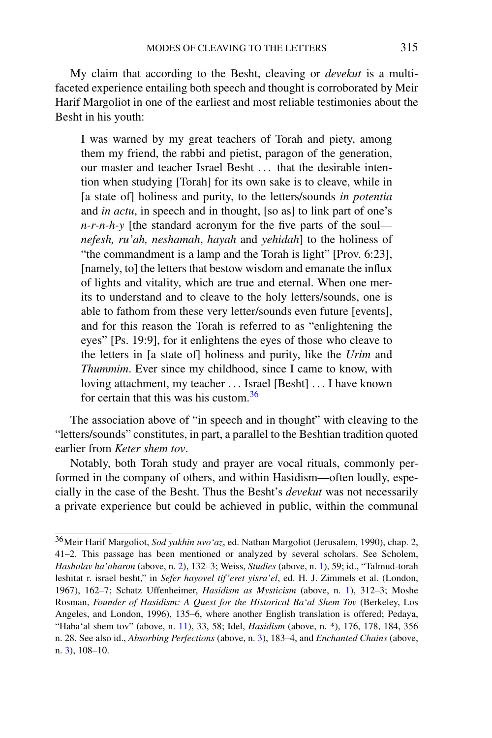My claim that according to the Besht, cleaving or *devekut* is a multi-faceted experience entailing both speech and thought is corroborated by Meir Harif Margoliot in one of the earliest and most reliable testimonies about the Besht in his youth:

> I was warned by my great teachers of Torah and piety, among them my friend, the rabbi and pietist, paragon of the generation, our master and teacher Israel Besht . . . that the desirable intention when studying [Torah] for its own sake is to cleave, while in [a state of] holiness and purity, to the letters/sounds *in potentia* and *in actu*, in speech and in thought, [so as] to link part of one's *n-r-n-h-y* [the standard acronym for the five parts of the soul—*nefesh, ru'ah, neshamah*, *hayah* and *yehidah*] to the holiness of "the commandment is a lamp and the Torah is light" [Prov. 6:23], [namely, to] the letters that bestow wisdom and emanate the influx of lights and vitality, which are true and eternal. When one merits to understand and to cleave to the holy letters/sounds, one is able to fathom from these very letter/sounds even future [events], and for this reason the Torah is referred to as "enlightening the eyes" [Ps. 19:9], for it enlightens the eyes of those who cleave to the letters in [a state of] holiness and purity, like the *Urim* and *Thummim*. Ever since my childhood, since I came to know, with loving attachment, my teacher . . . Israel [Besht] . . . I have known for certain that this was his custom.[36]

The association above of "in speech and in thought" with cleaving to the "letters/sounds" constitutes, in part, a parallel to the Beshtian tradition quoted earlier from *Keter shem tov*.

Notably, both Torah study and prayer are vocal rituals, commonly performed in the company of others, and within Hasidism—often loudly, especially in the case of the Besht. Thus the Besht's *devekut* was not necessarily a private experience but could be achieved in public, within the communal

---

[36] Meir Harif Margoliot, *Sod yakhin uvo'az*, ed. Nathan Margoliot (Jerusalem, 1990), chap. 2, 41–2. This passage has been mentioned or analyzed by several scholars. See Scholem, *Hashalav ha'aharon* (above, n. 2), 132–3; Weiss, *Studies* (above, n. 1), 59; id., "Talmud-torah leshitat r. israel besht," in *Sefer hayovel tif'eret yisra'el*, ed. H. J. Zimmels et al. (London, 1967), 162–7; Schatz Uffenheimer, *Hasidism as Mysticism* (above, n. 1), 312–3; Moshe Rosman, *Founder of Hasidism: A Quest for the Historical Ba'al Shem Tov* (Berkeley, Los Angeles, and London, 1996), 135–6, where another English translation is offered; Pedaya, "Haba'al shem tov" (above, n. 11), 33, 58; Idel, *Hasidism* (above, n. *), 176, 178, 184, 356 n. 28. See also id., *Absorbing Perfections* (above, n. 3), 183–4, and *Enchanted Chains* (above, n. 3), 108–10.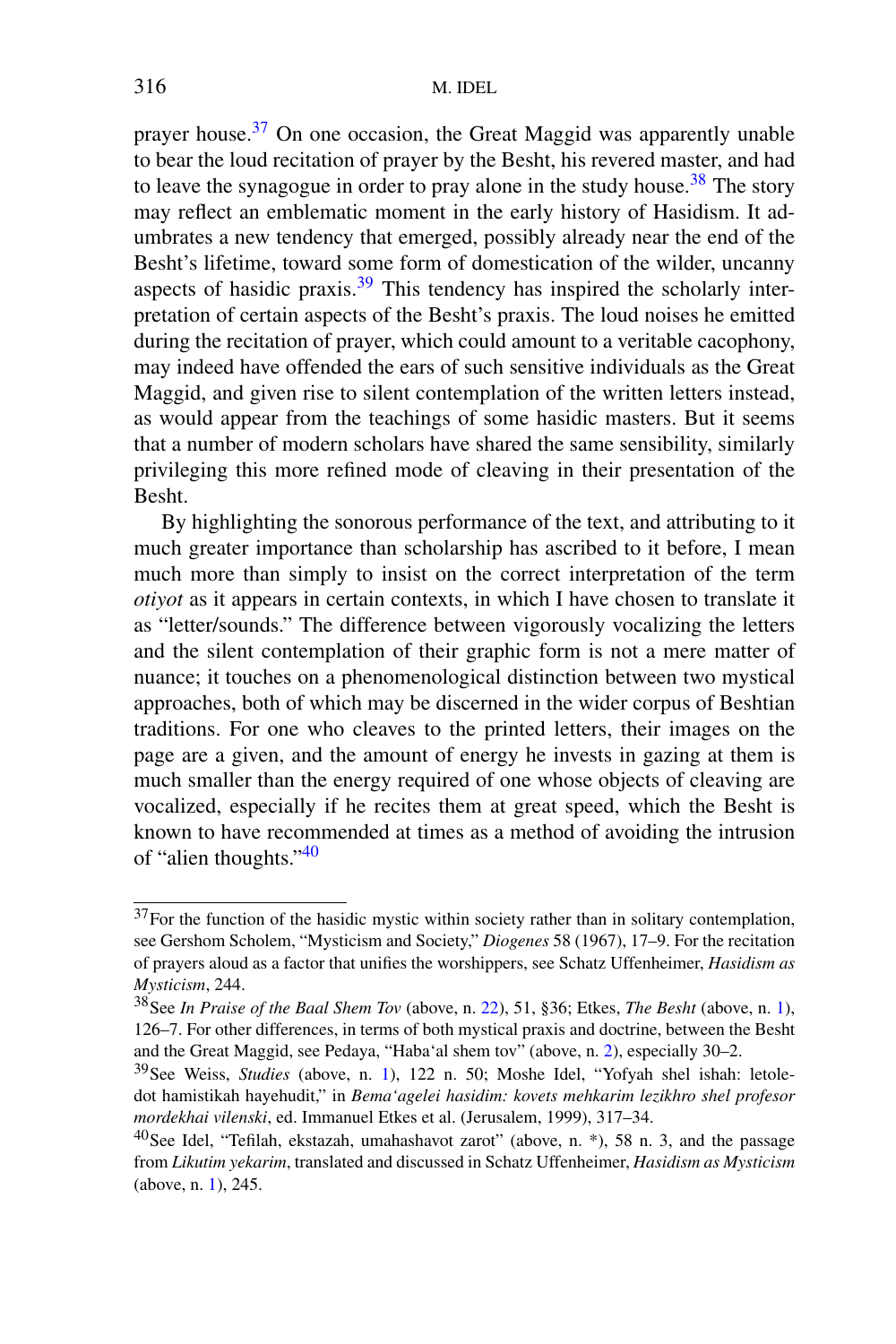prayer house.[37] On one occasion, the Great Maggid was apparently unable to bear the loud recitation of prayer by the Besht, his revered master, and had to leave the synagogue in order to pray alone in the study house.[38] The story may reflect an emblematic moment in the early history of Hasidism. It adumbrates a new tendency that emerged, possibly already near the end of the Besht's lifetime, toward some form of domestication of the wilder, uncanny aspects of hasidic praxis.[39] This tendency has inspired the scholarly interpretation of certain aspects of the Besht's praxis. The loud noises he emitted during the recitation of prayer, which could amount to a veritable cacophony, may indeed have offended the ears of such sensitive individuals as the Great Maggid, and given rise to silent contemplation of the written letters instead, as would appear from the teachings of some hasidic masters. But it seems that a number of modern scholars have shared the same sensibility, similarly privileging this more refined mode of cleaving in their presentation of the Besht.

By highlighting the sonorous performance of the text, and attributing to it much greater importance than scholarship has ascribed to it before, I mean much more than simply to insist on the correct interpretation of the term *otiyot* as it appears in certain contexts, in which I have chosen to translate it as "letter/sounds." The difference between vigorously vocalizing the letters and the silent contemplation of their graphic form is not a mere matter of nuance; it touches on a phenomenological distinction between two mystical approaches, both of which may be discerned in the wider corpus of Beshtian traditions. For one who cleaves to the printed letters, their images on the page are a given, and the amount of energy he invests in gazing at them is much smaller than the energy required of one whose objects of cleaving are vocalized, especially if he recites them at great speed, which the Besht is known to have recommended at times as a method of avoiding the intrusion of "alien thoughts."[40]

---

[37] For the function of the hasidic mystic within society rather than in solitary contemplation, see Gershom Scholem, "Mysticism and Society," *Diogenes* 58 (1967), 17–9. For the recitation of prayers aloud as a factor that unifies the worshippers, see Schatz Uffenheimer, *Hasidism as Mysticism*, 244.

[38] See *In Praise of the Baal Shem Tov* (above, n. 22), 51, §36; Etkes, *The Besht* (above, n. 1), 126–7. For other differences, in terms of both mystical praxis and doctrine, between the Besht and the Great Maggid, see Pedaya, "Haba'al shem tov" (above, n. 2), especially 30–2.

[39] See Weiss, *Studies* (above, n. 1), 122 n. 50; Moshe Idel, "Yofyah shel ishah: letoledot hamistikah hayehudit," in *Bema'agelei hasidim: kovets mehkarim lezikhro shel profesor mordekhai vilenski*, ed. Immanuel Etkes et al. (Jerusalem, 1999), 317–34.

[40] See Idel, "Tefilah, ekstazah, umahashavot zarot" (above, n. *), 58 n. 3, and the passage from *Likutim yekarim*, translated and discussed in Schatz Uffenheimer, *Hasidism as Mysticism* (above, n. 1), 245.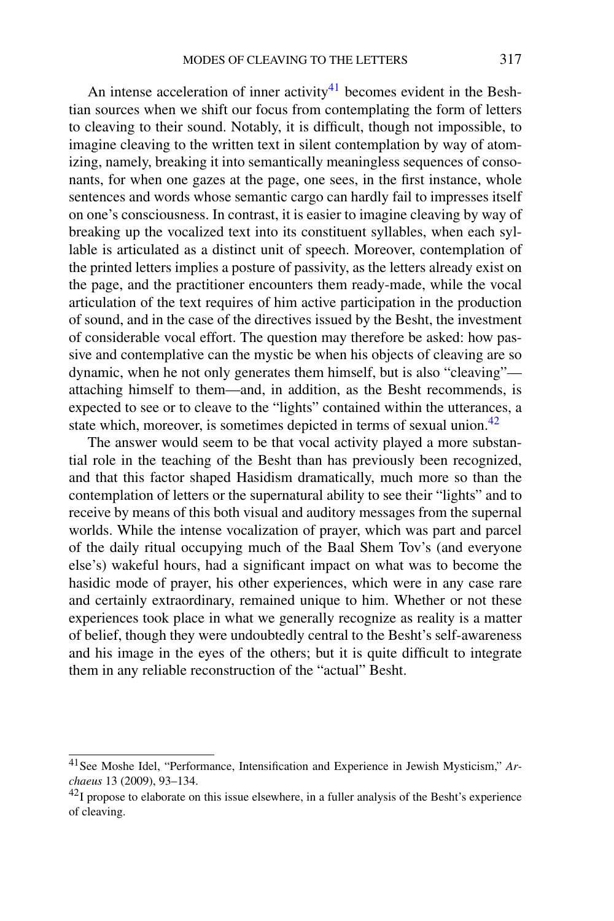An intense acceleration of inner activity[41] becomes evident in the Beshtian sources when we shift our focus from contemplating the form of letters to cleaving to their sound. Notably, it is difficult, though not impossible, to imagine cleaving to the written text in silent contemplation by way of atomizing, namely, breaking it into semantically meaningless sequences of consonants, for when one gazes at the page, one sees, in the first instance, whole sentences and words whose semantic cargo can hardly fail to impresses itself on one's consciousness. In contrast, it is easier to imagine cleaving by way of breaking up the vocalized text into its constituent syllables, when each syllable is articulated as a distinct unit of speech. Moreover, contemplation of the printed letters implies a posture of passivity, as the letters already exist on the page, and the practitioner encounters them ready-made, while the vocal articulation of the text requires of him active participation in the production of sound, and in the case of the directives issued by the Besht, the investment of considerable vocal effort. The question may therefore be asked: how passive and contemplative can the mystic be when his objects of cleaving are so dynamic, when he not only generates them himself, but is also "cleaving"—attaching himself to them—and, in addition, as the Besht recommends, is expected to see or to cleave to the "lights" contained within the utterances, a state which, moreover, is sometimes depicted in terms of sexual union.[42]

The answer would seem to be that vocal activity played a more substantial role in the teaching of the Besht than has previously been recognized, and that this factor shaped Hasidism dramatically, much more so than the contemplation of letters or the supernatural ability to see their "lights" and to receive by means of this both visual and auditory messages from the supernal worlds. While the intense vocalization of prayer, which was part and parcel of the daily ritual occupying much of the Baal Shem Tov's (and everyone else's) wakeful hours, had a significant impact on what was to become the hasidic mode of prayer, his other experiences, which were in any case rare and certainly extraordinary, remained unique to him. Whether or not these experiences took place in what we generally recognize as reality is a matter of belief, though they were undoubtedly central to the Besht's self-awareness and his image in the eyes of the others; but it is quite difficult to integrate them in any reliable reconstruction of the "actual" Besht.

---

[41] See Moshe Idel, "Performance, Intensification and Experience in Jewish Mysticism," *Archaeus* 13 (2009), 93–134.

[42] I propose to elaborate on this issue elsewhere, in a fuller analysis of the Besht's experience of cleaving.